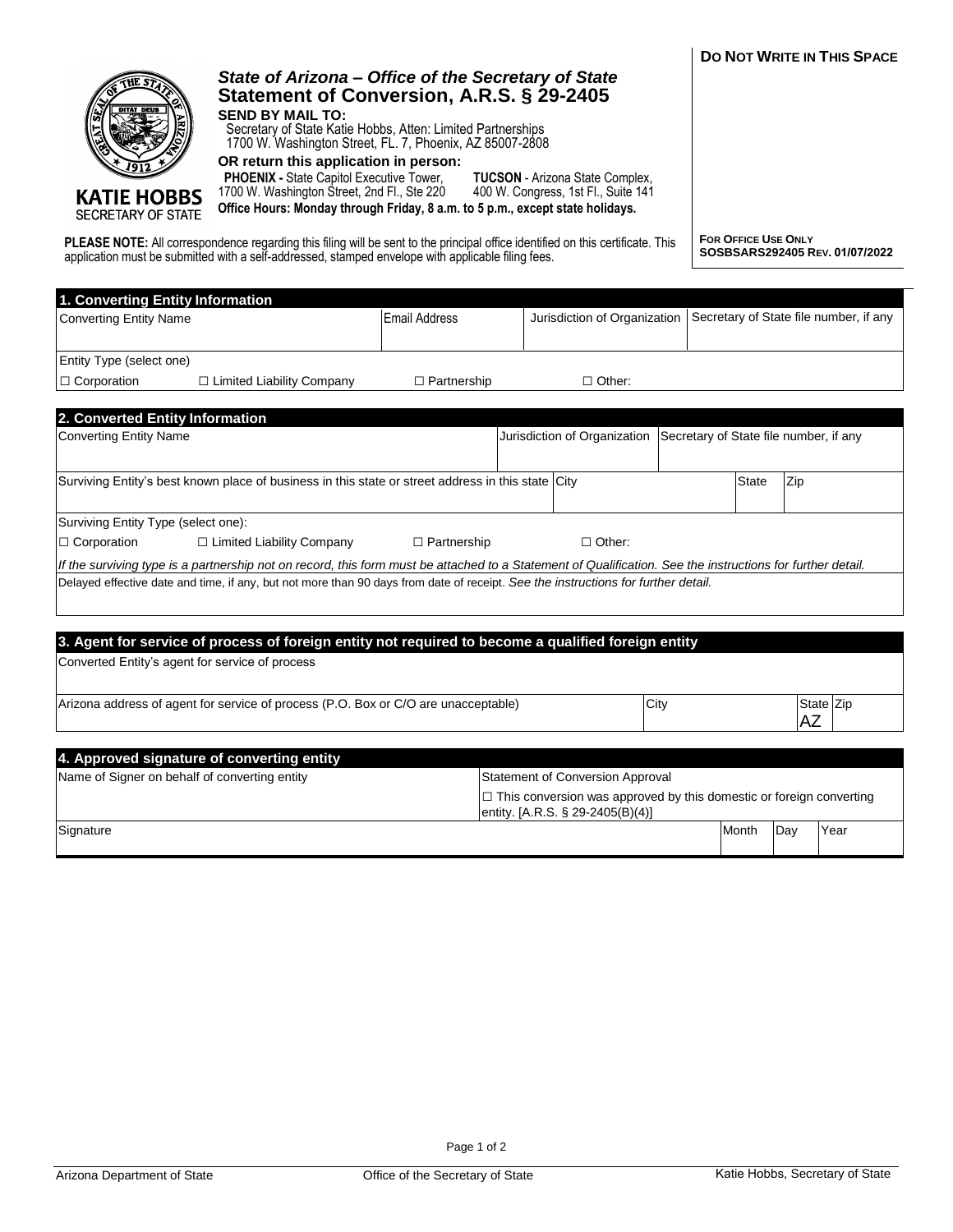**DO NOT WRITE IN THIS SPACE**

**KATIE HOBBS**
SECRETARY OF STATE

# *State of Arizona – Office of the Secretary of State*
## Statement of Conversion, A.R.S. § 29-2405

**SEND BY MAIL TO:**
Secretary of State Katie Hobbs, Atten: Limited Partnerships
1700 W. Washington Street, FL. 7, Phoenix, AZ 85007-2808

**OR return this application in person:**

**PHOENIX -** State Capitol Executive Tower, 1700 W. Washington Street, 2nd Fl., Ste 220

**TUCSON** - Arizona State Complex, 400 W. Congress, 1st Fl., Suite 141

**Office Hours: Monday through Friday, 8 a.m. to 5 p.m., except state holidays.**

**PLEASE NOTE:** All correspondence regarding this filing will be sent to the principal office identified on this certificate. This application must be submitted with a self-addressed, stamped envelope with applicable filing fees.

**FOR OFFICE USE ONLY**
**SOSBSARS292405 REV. 01/07/2022**

| **1. Converting Entity Information** | | | |
|---|---|---|---|
| Converting Entity Name | Email Address | Jurisdiction of Organization | Secretary of State file number, if any |
| | | | |
| Entity Type (select one) | | | |
| ☐ Corporation ☐ Limited Liability Company | ☐ Partnership | ☐ Other: | |

| **2. Converted Entity Information** | | | | |
|---|---|---|---|---|
| Converting Entity Name | | Jurisdiction of Organization | Secretary of State file number, if any | |
| | | | | |
| Surviving Entity's best known place of business in this state or street address in this state | City | | State | Zip |
| | | | | |
| Surviving Entity Type (select one): | | | | |
| ☐ Corporation ☐ Limited Liability Company | ☐ Partnership | ☐ Other: | | |
| *If the surviving type is a partnership not on record, this form must be attached to a Statement of Qualification. See the instructions for further detail.* | | | | |
| Delayed effective date and time, if any, but not more than 90 days from date of receipt. *See the instructions for further detail.* | | | | |

| **3. Agent for service of process of foreign entity not required to become a qualified foreign entity** | | | |
|---|---|---|---|
| Converted Entity's agent for service of process | | | |
| | | | |
| Arizona address of agent for service of process (P.O. Box or C/O are unacceptable) | City | State | Zip |
| | | AZ | |

| **4. Approved signature of converting entity** | | | | |
|---|---|---|---|---|
| Name of Signer on behalf of converting entity | Statement of Conversion Approval | | | |
| | ☐ This conversion was approved by this domestic or foreign converting entity. [A.R.S. § 29-2405(B)(4)] | | | |
| Signature | | Month | Day | Year |
| | | | | |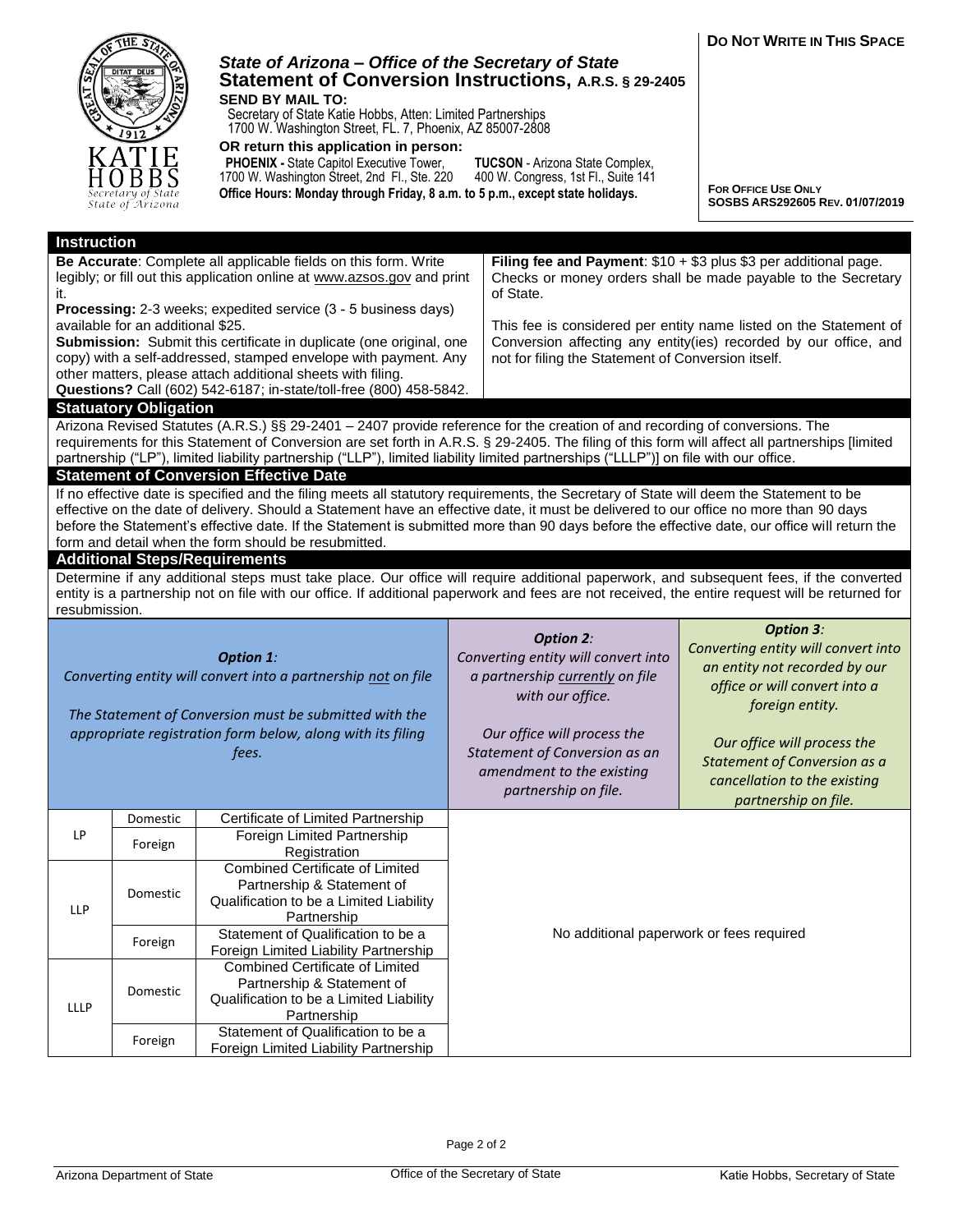**DO NOT WRITE IN THIS SPACE**

*State of Arizona – Office of the Secretary of State*
# Statement of Conversion Instructions, A.R.S. § 29-2405

**SEND BY MAIL TO:**
Secretary of State Katie Hobbs, Atten: Limited Partnerships
1700 W. Washington Street, FL. 7, Phoenix, AZ 85007-2808

**OR return this application in person:**
**PHOENIX -** State Capitol Executive Tower, 1700 W. Washington Street, 2nd Fl., Ste. 220
**TUCSON** - Arizona State Complex, 400 W. Congress, 1st Fl., Suite 141
**Office Hours: Monday through Friday, 8 a.m. to 5 p.m., except state holidays.**

KATIE HOBBS
Secretary of State
State of Arizona

FOR OFFICE USE ONLY
SOSBS ARS292605 REV. 01/07/2019

## Instruction

**Be Accurate**: Complete all applicable fields on this form. Write legibly; or fill out this application online at www.azsos.gov and print it.

**Processing:** 2-3 weeks; expedited service (3 - 5 business days) available for an additional $25.

**Submission:** Submit this certificate in duplicate (one original, one copy) with a self-addressed, stamped envelope with payment. Any other matters, please attach additional sheets with filing.

**Questions?** Call (602) 542-6187; in-state/toll-free (800) 458-5842.

**Filing fee and Payment**: $10 + $3 plus $3 per additional page. Checks or money orders shall be made payable to the Secretary of State.

This fee is considered per entity name listed on the Statement of Conversion affecting any entity(ies) recorded by our office, and not for filing the Statement of Conversion itself.

## Statuatory Obligation

Arizona Revised Statutes (A.R.S.) §§ 29-2401 – 2407 provide reference for the creation of and recording of conversions. The requirements for this Statement of Conversion are set forth in A.R.S. § 29-2405. The filing of this form will affect all partnerships [limited partnership ("LP"), limited liability partnership ("LLP"), limited liability limited partnerships ("LLLP")] on file with our office.

## Statement of Conversion Effective Date

If no effective date is specified and the filing meets all statutory requirements, the Secretary of State will deem the Statement to be effective on the date of delivery. Should a Statement have an effective date, it must be delivered to our office no more than 90 days before the Statement's effective date. If the Statement is submitted more than 90 days before the effective date, our office will return the form and detail when the form should be resubmitted.

## Additional Steps/Requirements

Determine if any additional steps must take place. Our office will require additional paperwork, and subsequent fees, if the converted entity is a partnership not on file with our office. If additional paperwork and fees are not received, the entire request will be returned for resubmission.

| *Option 1: Converting entity will convert into a partnership not on file*<br><br>*The Statement of Conversion must be submitted with the appropriate registration form below, along with its filing fees.* | | | *Option 2: Converting entity will convert into a partnership currently on file with our office.*<br><br>*Our office will process the Statement of Conversion as an amendment to the existing partnership on file.* | *Option 3: Converting entity will convert into an entity not recorded by our office or will convert into a foreign entity.*<br><br>*Our office will process the Statement of Conversion as a cancellation to the existing partnership on file.* |
|---|---|---|---|---|
| LP | Domestic | Certificate of Limited Partnership | No additional paperwork or fees required | |
| | Foreign | Foreign Limited Partnership Registration | | |
| LLP | Domestic | Combined Certificate of Limited Partnership & Statement of Qualification to be a Limited Liability Partnership | | |
| | Foreign | Statement of Qualification to be a Foreign Limited Liability Partnership | | |
| LLLP | Domestic | Combined Certificate of Limited Partnership & Statement of Qualification to be a Limited Liability Partnership | | |
| | Foreign | Statement of Qualification to be a Foreign Limited Liability Partnership | | |

Arizona Department of State | Office of the Secretary of State | Katie Hobbs, Secretary of State